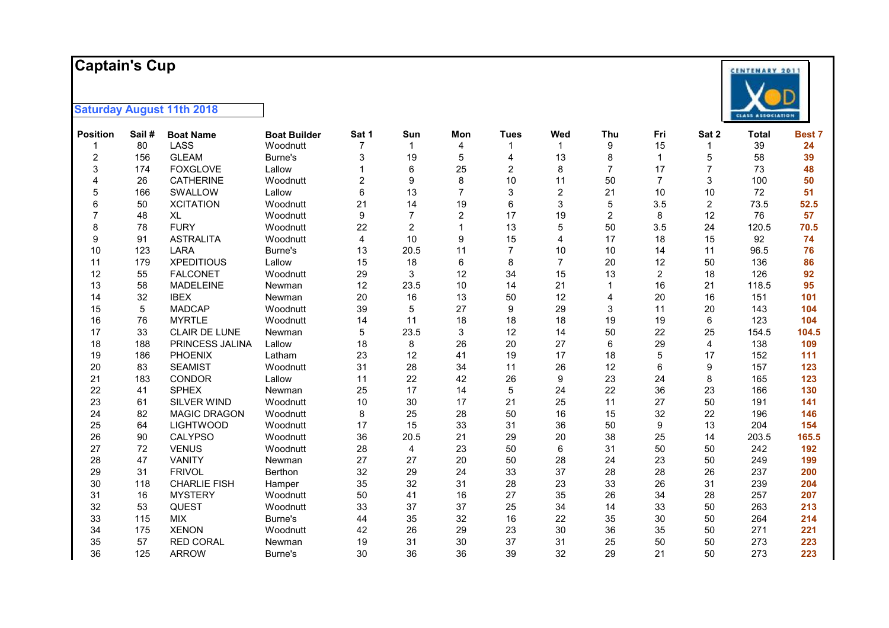# Captain's Cup

**Saturday August 11th 2018**

| Position | Sail # | Boat Name | Boat Builder | Sat 1 | Sun | Mon | Tues | Wed | Thu | Fri | Sat 2 | Total | Best 7 |
|---|---|---|---|---|---|---|---|---|---|---|---|---|---|
| 1 | 80 | LASS | Woodnutt | 7 | 1 | 4 | 1 | 1 | 9 | 15 | 1 | 39 | **24** |
| 2 | 156 | GLEAM | Burne's | 3 | 19 | 5 | 4 | 13 | 8 | 1 | 5 | 58 | **39** |
| 3 | 174 | FOXGLOVE | Lallow | 1 | 6 | 25 | 2 | 8 | 7 | 17 | 7 | 73 | **48** |
| 4 | 26 | CATHERINE | Woodnutt | 2 | 9 | 8 | 10 | 11 | 50 | 7 | 3 | 100 | **50** |
| 5 | 166 | SWALLOW | Lallow | 6 | 13 | 7 | 3 | 2 | 21 | 10 | 10 | 72 | **51** |
| 6 | 50 | XCITATION | Woodnutt | 21 | 14 | 19 | 6 | 3 | 5 | 3.5 | 2 | 73.5 | **52.5** |
| 7 | 48 | XL | Woodnutt | 9 | 7 | 2 | 17 | 19 | 2 | 8 | 12 | 76 | **57** |
| 8 | 78 | FURY | Woodnutt | 22 | 2 | 1 | 13 | 5 | 50 | 3.5 | 24 | 120.5 | **70.5** |
| 9 | 91 | ASTRALITA | Woodnutt | 4 | 10 | 9 | 15 | 4 | 17 | 18 | 15 | 92 | **74** |
| 10 | 123 | LARA | Burne's | 13 | 20.5 | 11 | 7 | 10 | 10 | 14 | 11 | 96.5 | **76** |
| 11 | 179 | XPEDITIOUS | Lallow | 15 | 18 | 6 | 8 | 7 | 20 | 12 | 50 | 136 | **86** |
| 12 | 55 | FALCONET | Woodnutt | 29 | 3 | 12 | 34 | 15 | 13 | 2 | 18 | 126 | **92** |
| 13 | 58 | MADELEINE | Newman | 12 | 23.5 | 10 | 14 | 21 | 1 | 16 | 21 | 118.5 | **95** |
| 14 | 32 | IBEX | Newman | 20 | 16 | 13 | 50 | 12 | 4 | 20 | 16 | 151 | **101** |
| 15 | 5 | MADCAP | Woodnutt | 39 | 5 | 27 | 9 | 29 | 3 | 11 | 20 | 143 | **104** |
| 16 | 76 | MYRTLE | Woodnutt | 14 | 11 | 18 | 18 | 18 | 19 | 19 | 6 | 123 | **104** |
| 17 | 33 | CLAIR DE LUNE | Newman | 5 | 23.5 | 3 | 12 | 14 | 50 | 22 | 25 | 154.5 | **104.5** |
| 18 | 188 | PRINCESS JALINA | Lallow | 18 | 8 | 26 | 20 | 27 | 6 | 29 | 4 | 138 | **109** |
| 19 | 186 | PHOENIX | Latham | 23 | 12 | 41 | 19 | 17 | 18 | 5 | 17 | 152 | **111** |
| 20 | 83 | SEAMIST | Woodnutt | 31 | 28 | 34 | 11 | 26 | 12 | 6 | 9 | 157 | **123** |
| 21 | 183 | CONDOR | Lallow | 11 | 22 | 42 | 26 | 9 | 23 | 24 | 8 | 165 | **123** |
| 22 | 41 | SPHEX | Newman | 25 | 17 | 14 | 5 | 24 | 22 | 36 | 23 | 166 | **130** |
| 23 | 61 | SILVER WIND | Woodnutt | 10 | 30 | 17 | 21 | 25 | 11 | 27 | 50 | 191 | **141** |
| 24 | 82 | MAGIC DRAGON | Woodnutt | 8 | 25 | 28 | 50 | 16 | 15 | 32 | 22 | 196 | **146** |
| 25 | 64 | LIGHTWOOD | Woodnutt | 17 | 15 | 33 | 31 | 36 | 50 | 9 | 13 | 204 | **154** |
| 26 | 90 | CALYPSO | Woodnutt | 36 | 20.5 | 21 | 29 | 20 | 38 | 25 | 14 | 203.5 | **165.5** |
| 27 | 72 | VENUS | Woodnutt | 28 | 4 | 23 | 50 | 6 | 31 | 50 | 50 | 242 | **192** |
| 28 | 47 | VANITY | Newman | 27 | 27 | 20 | 50 | 28 | 24 | 23 | 50 | 249 | **199** |
| 29 | 31 | FRIVOL | Berthon | 32 | 29 | 24 | 33 | 37 | 28 | 28 | 26 | 237 | **200** |
| 30 | 118 | CHARLIE FISH | Hamper | 35 | 32 | 31 | 28 | 23 | 33 | 26 | 31 | 239 | **204** |
| 31 | 16 | MYSTERY | Woodnutt | 50 | 41 | 16 | 27 | 35 | 26 | 34 | 28 | 257 | **207** |
| 32 | 53 | QUEST | Woodnutt | 33 | 37 | 37 | 25 | 34 | 14 | 33 | 50 | 263 | **213** |
| 33 | 115 | MIX | Burne's | 44 | 35 | 32 | 16 | 22 | 35 | 30 | 50 | 264 | **214** |
| 34 | 175 | XENON | Woodnutt | 42 | 26 | 29 | 23 | 30 | 36 | 35 | 50 | 271 | **221** |
| 35 | 57 | RED CORAL | Newman | 19 | 31 | 30 | 37 | 31 | 25 | 50 | 50 | 273 | **223** |
| 36 | 125 | ARROW | Burne's | 30 | 36 | 36 | 39 | 32 | 29 | 21 | 50 | 273 | **223** |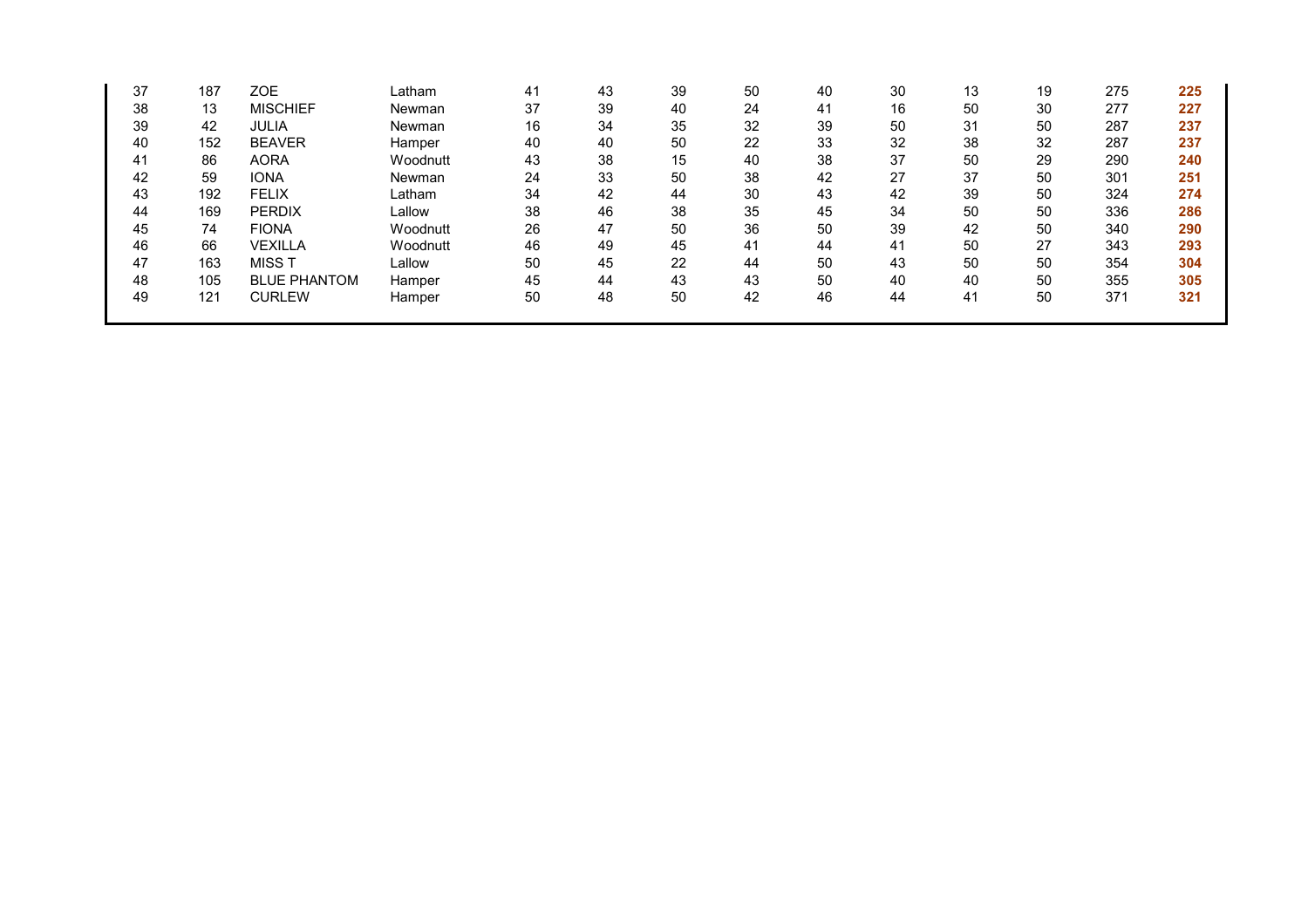| | | | | | | | | | | | | | |
|---|---|---|---|---|---|---|---|---|---|---|---|---|---|
| 37 | 187 | ZOE | Latham | 41 | 43 | 39 | 50 | 40 | 30 | 13 | 19 | 275 | **225** |
| 38 | 13 | MISCHIEF | Newman | 37 | 39 | 40 | 24 | 41 | 16 | 50 | 30 | 277 | **227** |
| 39 | 42 | JULIA | Newman | 16 | 34 | 35 | 32 | 39 | 50 | 31 | 50 | 287 | **237** |
| 40 | 152 | BEAVER | Hamper | 40 | 40 | 50 | 22 | 33 | 32 | 38 | 32 | 287 | **237** |
| 41 | 86 | AORA | Woodnutt | 43 | 38 | 15 | 40 | 38 | 37 | 50 | 29 | 290 | **240** |
| 42 | 59 | IONA | Newman | 24 | 33 | 50 | 38 | 42 | 27 | 37 | 50 | 301 | **251** |
| 43 | 192 | FELIX | Latham | 34 | 42 | 44 | 30 | 43 | 42 | 39 | 50 | 324 | **274** |
| 44 | 169 | PERDIX | Lallow | 38 | 46 | 38 | 35 | 45 | 34 | 50 | 50 | 336 | **286** |
| 45 | 74 | FIONA | Woodnutt | 26 | 47 | 50 | 36 | 50 | 39 | 42 | 50 | 340 | **290** |
| 46 | 66 | VEXILLA | Woodnutt | 46 | 49 | 45 | 41 | 44 | 41 | 50 | 27 | 343 | **293** |
| 47 | 163 | MISS T | Lallow | 50 | 45 | 22 | 44 | 50 | 43 | 50 | 50 | 354 | **304** |
| 48 | 105 | BLUE PHANTOM | Hamper | 45 | 44 | 43 | 43 | 50 | 40 | 40 | 50 | 355 | **305** |
| 49 | 121 | CURLEW | Hamper | 50 | 48 | 50 | 42 | 46 | 44 | 41 | 50 | 371 | **321** |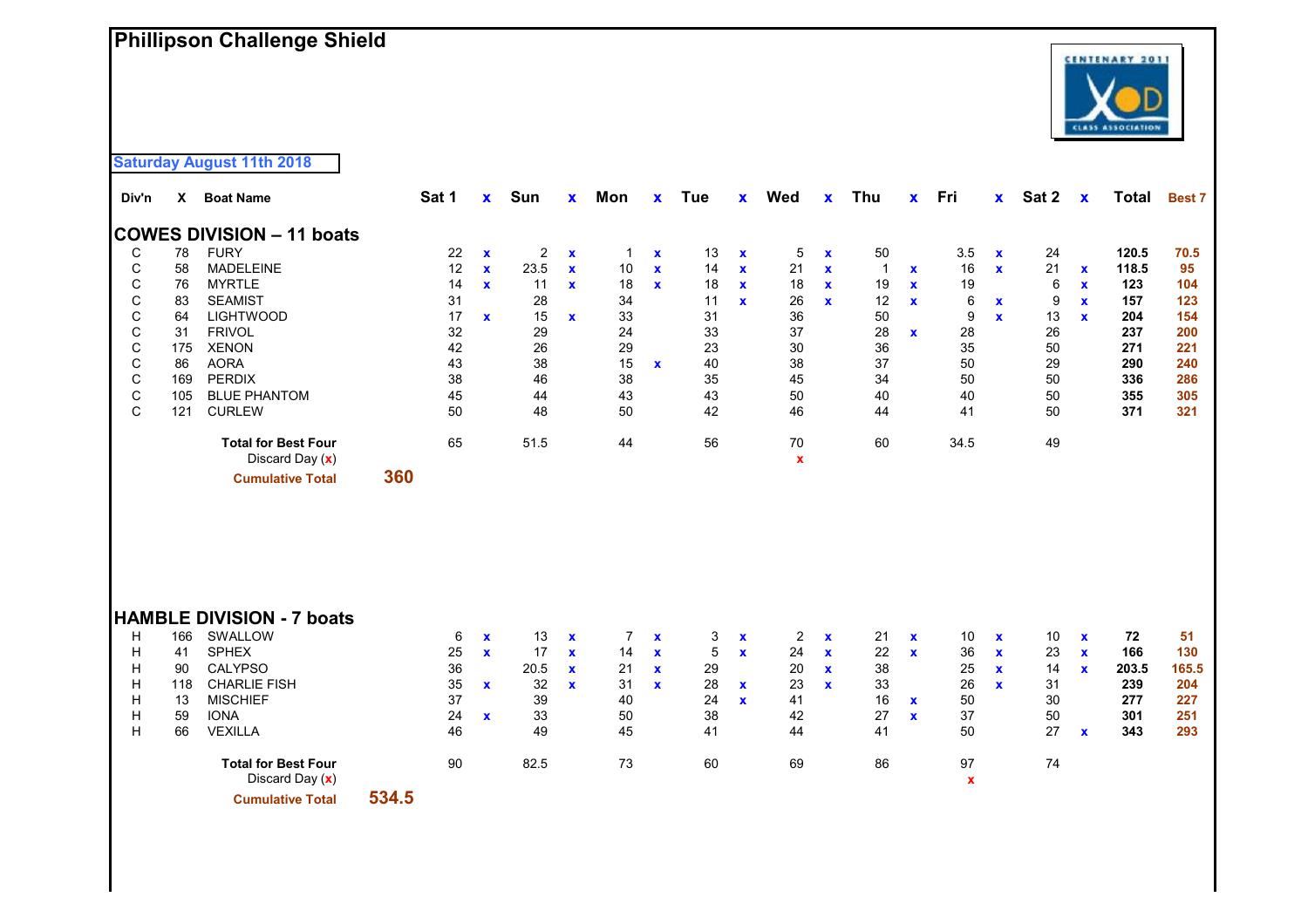# Phillipson Challenge Shield

**Saturday August 11th 2018**

## COWES DIVISION – 11 boats

| Div'n | X | Boat Name | Sat 1 | x | Sun | x | Mon | x | Tue | x | Wed | x | Thu | x | Fri | x | Sat 2 | x | Total | Best 7 |
|---|---|---|---|---|---|---|---|---|---|---|---|---|---|---|---|---|---|---|---|---|
| C | 78 | FURY | 22 | x | 2 | x | 1 | x | 13 | x | 5 | x | 50 | | 3.5 | x | 24 | | **120.5** | **70.5** |
| C | 58 | MADELEINE | 12 | x | 23.5 | x | 10 | x | 14 | x | 21 | x | 1 | x | 16 | x | 21 | x | **118.5** | **95** |
| C | 76 | MYRTLE | 14 | x | 11 | x | 18 | x | 18 | x | 18 | x | 19 | x | 19 | | 6 | x | **123** | **104** |
| C | 83 | SEAMIST | 31 | | 28 | | 34 | | 11 | x | 26 | x | 12 | x | 6 | x | 9 | x | **157** | **123** |
| C | 64 | LIGHTWOOD | 17 | x | 15 | x | 33 | | 31 | | 36 | | 50 | | 9 | x | 13 | x | **204** | **154** |
| C | 31 | FRIVOL | 32 | | 29 | | 24 | | 33 | | 37 | | 28 | x | 28 | | 26 | | **237** | **200** |
| C | 175 | XENON | 42 | | 26 | | 29 | | 23 | | 30 | | 36 | | 35 | | 50 | | **271** | **221** |
| C | 86 | AORA | 43 | | 38 | | 15 | x | 40 | | 38 | | 37 | | 50 | | 29 | | **290** | **240** |
| C | 169 | PERDIX | 38 | | 46 | | 38 | | 35 | | 45 | | 34 | | 50 | | 50 | | **336** | **286** |
| C | 105 | BLUE PHANTOM | 45 | | 44 | | 43 | | 43 | | 50 | | 40 | | 40 | | 50 | | **355** | **305** |
| C | 121 | CURLEW | 50 | | 48 | | 50 | | 42 | | 46 | | 44 | | 41 | | 50 | | **371** | **321** |
| | | **Total for Best Four** | 65 | | 51.5 | | 44 | | 56 | | 70 | | 60 | | 34.5 | | 49 | | | |
| | | Discard Day (x) | | | | | | | | | x | | | | | | | | | |
| | | **Cumulative Total** | **360** | | | | | | | | | | | | | | | | | |

## HAMBLE DIVISION - 7 boats

| Div'n | X | Boat Name | Sat 1 | x | Sun | x | Mon | x | Tue | x | Wed | x | Thu | x | Fri | x | Sat 2 | x | Total | Best 7 |
|---|---|---|---|---|---|---|---|---|---|---|---|---|---|---|---|---|---|---|---|---|
| H | 166 | SWALLOW | 6 | x | 13 | x | 7 | x | 3 | x | 2 | x | 21 | x | 10 | x | 10 | x | **72** | **51** |
| H | 41 | SPHEX | 25 | x | 17 | x | 14 | x | 5 | x | 24 | x | 22 | x | 36 | x | 23 | x | **166** | **130** |
| H | 90 | CALYPSO | 36 | | 20.5 | x | 21 | x | 29 | | 20 | x | 38 | | 25 | x | 14 | x | **203.5** | **165.5** |
| H | 118 | CHARLIE FISH | 35 | x | 32 | x | 31 | x | 28 | x | 23 | x | 33 | | 26 | x | 31 | | **239** | **204** |
| H | 13 | MISCHIEF | 37 | | 39 | | 40 | | 24 | x | 41 | | 16 | x | 50 | | 30 | | **277** | **227** |
| H | 59 | IONA | 24 | x | 33 | | 50 | | 38 | | 42 | | 27 | x | 37 | | 50 | | **301** | **251** |
| H | 66 | VEXILLA | 46 | | 49 | | 45 | | 41 | | 44 | | 41 | | 50 | | 27 | x | **343** | **293** |
| | | **Total for Best Four** | 90 | | 82.5 | | 73 | | 60 | | 69 | | 86 | | 97 | | 74 | | | |
| | | Discard Day (x) | | | | | | | | | | | | | x | | | | | |
| | | **Cumulative Total** | **534.5** | | | | | | | | | | | | | | | | | |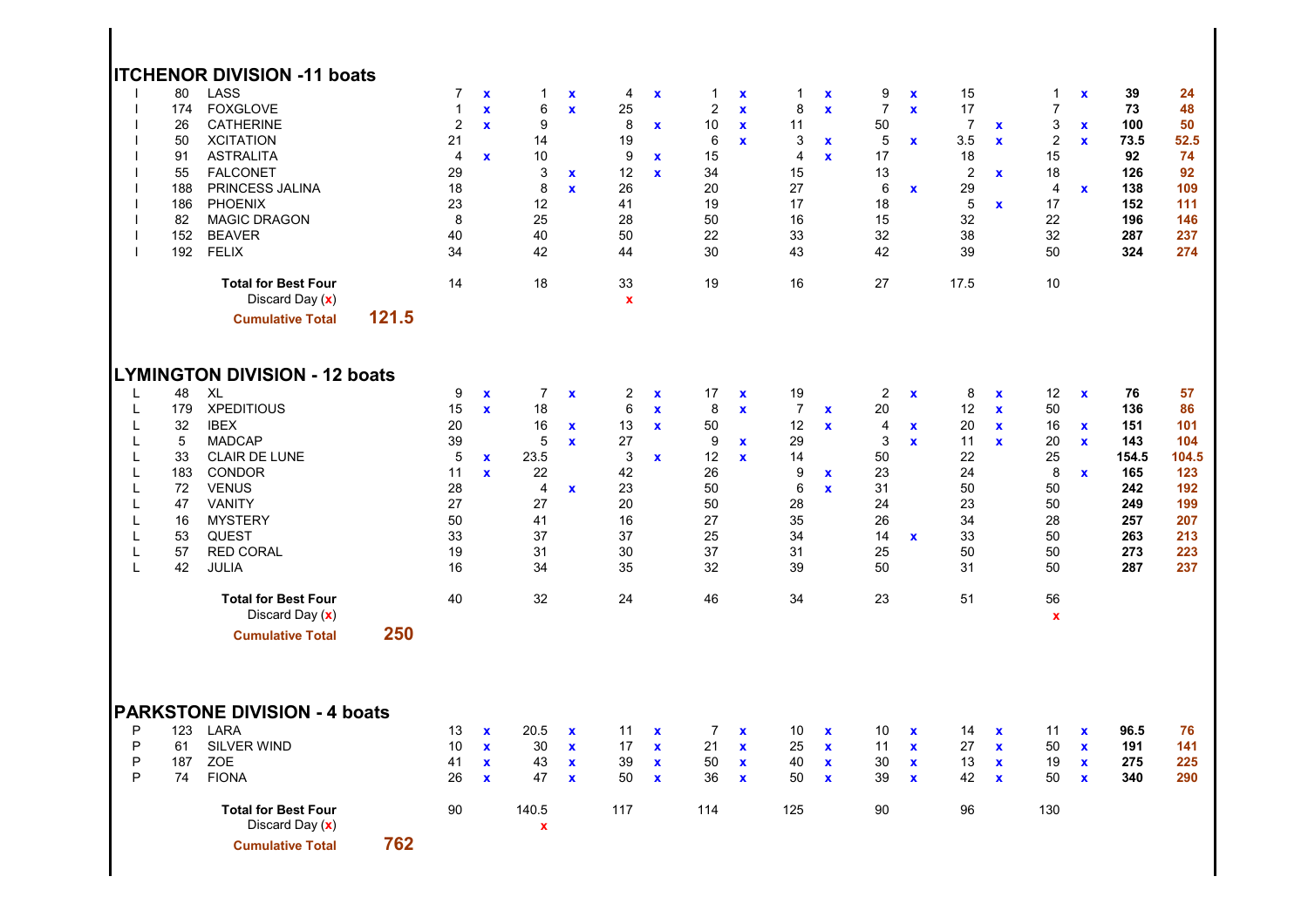## ITCHENOR DIVISION -11 boats

| | | | R1 | | R2 | | R3 | | R4 | | R5 | | R6 | | R7 | | R8 | | Total | Net |
|---|---|---|---|---|---|---|---|---|---|---|---|---|---|---|---|---|---|---|---|---|
| I | 80 | LASS | 7 | x | 1 | x | 4 | x | 1 | x | 1 | x | 9 | x | 15 | | 1 | x | **39** | **24** |
| I | 174 | FOXGLOVE | 1 | x | 6 | x | 25 | | 2 | x | 8 | x | 7 | x | 17 | | 7 | | **73** | **48** |
| I | 26 | CATHERINE | 2 | x | 9 | | 8 | x | 10 | x | 11 | | 50 | | 7 | x | 3 | x | **100** | **50** |
| I | 50 | XCITATION | 21 | | 14 | | 19 | | 6 | x | 3 | x | 5 | x | 3.5 | x | 2 | x | **73.5** | **52.5** |
| I | 91 | ASTRALITA | 4 | x | 10 | | 9 | x | 15 | | 4 | x | 17 | | 18 | | 15 | | **92** | **74** |
| I | 55 | FALCONET | 29 | | 3 | x | 12 | x | 34 | | 15 | | 13 | | 2 | x | 18 | | **126** | **92** |
| I | 188 | PRINCESS JALINA | 18 | | 8 | x | 26 | | 20 | | 27 | | 6 | x | 29 | | 4 | x | **138** | **109** |
| I | 186 | PHOENIX | 23 | | 12 | | 41 | | 19 | | 17 | | 18 | | 5 | x | 17 | | **152** | **111** |
| I | 82 | MAGIC DRAGON | 8 | | 25 | | 28 | | 50 | | 16 | | 15 | | 32 | | 22 | | **196** | **146** |
| I | 152 | BEAVER | 40 | | 40 | | 50 | | 22 | | 33 | | 32 | | 38 | | 32 | | **287** | **237** |
| I | 192 | FELIX | 34 | | 42 | | 44 | | 30 | | 43 | | 42 | | 39 | | 50 | | **324** | **274** |
| | | **Total for Best Four** | 14 | | 18 | | 33 | | 19 | | 16 | | 27 | | 17.5 | | 10 | | | |
| | | Discard Day (x) | | | | | x | | | | | | | | | | | | | |
| | | **Cumulative Total** | **121.5** | | | | | | | | | | | | | | | | | |

## LYMINGTON DIVISION - 12 boats

| | | | R1 | | R2 | | R3 | | R4 | | R5 | | R6 | | R7 | | R8 | | Total | Net |
|---|---|---|---|---|---|---|---|---|---|---|---|---|---|---|---|---|---|---|---|---|
| L | 48 | XL | 9 | x | 7 | x | 2 | x | 17 | x | 19 | | 2 | x | 8 | x | 12 | x | **76** | **57** |
| L | 179 | XPEDITIOUS | 15 | x | 18 | | 6 | x | 8 | x | 7 | x | 20 | | 12 | x | 50 | | **136** | **86** |
| L | 32 | IBEX | 20 | | 16 | x | 13 | x | 50 | | 12 | x | 4 | x | 20 | x | 16 | x | **151** | **101** |
| L | 5 | MADCAP | 39 | | 5 | x | 27 | | 9 | x | 29 | | 3 | x | 11 | x | 20 | x | **143** | **104** |
| L | 33 | CLAIR DE LUNE | 5 | x | 23.5 | | 3 | x | 12 | x | 14 | | 50 | | 22 | | 25 | | **154.5** | **104.5** |
| L | 183 | CONDOR | 11 | x | 22 | | 42 | | 26 | | 9 | x | 23 | | 24 | | 8 | x | **165** | **123** |
| L | 72 | VENUS | 28 | | 4 | x | 23 | | 50 | | 6 | x | 31 | | 50 | | 50 | | **242** | **192** |
| L | 47 | VANITY | 27 | | 27 | | 20 | | 50 | | 28 | | 24 | | 23 | | 50 | | **249** | **199** |
| L | 16 | MYSTERY | 50 | | 41 | | 16 | | 27 | | 35 | | 26 | | 34 | | 28 | | **257** | **207** |
| L | 53 | QUEST | 33 | | 37 | | 37 | | 25 | | 34 | | 14 | x | 33 | | 50 | | **263** | **213** |
| L | 57 | RED CORAL | 19 | | 31 | | 30 | | 37 | | 31 | | 25 | | 50 | | 50 | | **273** | **223** |
| L | 42 | JULIA | 16 | | 34 | | 35 | | 32 | | 39 | | 50 | | 31 | | 50 | | **287** | **237** |
| | | **Total for Best Four** | 40 | | 32 | | 24 | | 46 | | 34 | | 23 | | 51 | | 56 | | | |
| | | Discard Day (x) | | | | | | | | | | | | | | | x | | | |
| | | **Cumulative Total** | **250** | | | | | | | | | | | | | | | | | |

## PARKSTONE DIVISION - 4 boats

| | | | R1 | | R2 | | R3 | | R4 | | R5 | | R6 | | R7 | | R8 | | Total | Net |
|---|---|---|---|---|---|---|---|---|---|---|---|---|---|---|---|---|---|---|---|---|
| P | 123 | LARA | 13 | x | 20.5 | x | 11 | x | 7 | x | 10 | x | 10 | x | 14 | x | 11 | x | **96.5** | **76** |
| P | 61 | SILVER WIND | 10 | x | 30 | x | 17 | x | 21 | x | 25 | x | 11 | x | 27 | x | 50 | x | **191** | **141** |
| P | 187 | ZOE | 41 | x | 43 | x | 39 | x | 50 | x | 40 | x | 30 | x | 13 | x | 19 | x | **275** | **225** |
| P | 74 | FIONA | 26 | x | 47 | x | 50 | x | 36 | x | 50 | x | 39 | x | 42 | x | 50 | x | **340** | **290** |
| | | **Total for Best Four** | 90 | | 140.5 | | 117 | | 114 | | 125 | | 90 | | 96 | | 130 | | | |
| | | Discard Day (x) | | | x | | | | | | | | | | | | | | | |
| | | **Cumulative Total** | **762** | | | | | | | | | | | | | | | | | |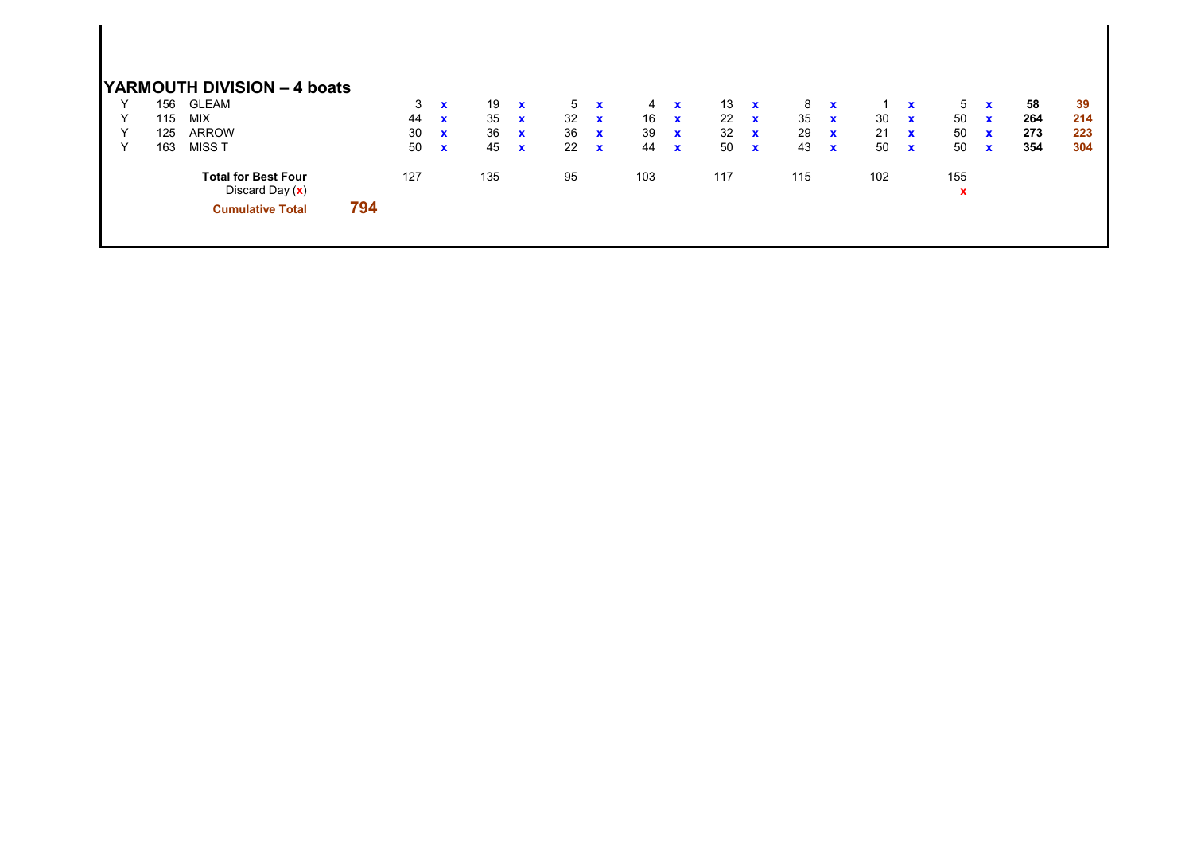## YARMOUTH DIVISION – 4 boats

| | | | | | | | | | | | | | | | | | | | |
|---|---|---|---|---|---|---|---|---|---|---|---|---|---|---|---|---|---|---|---|
| Y | 156 | GLEAM | 3 | x | 19 | x | 5 | x | 4 | x | 13 | x | 8 | x | 1 | x | 5 | x | **58** | **39** |
| Y | 115 | MIX | 44 | x | 35 | x | 32 | x | 16 | x | 22 | x | 35 | x | 30 | x | 50 | x | **264** | **214** |
| Y | 125 | ARROW | 30 | x | 36 | x | 36 | x | 39 | x | 32 | x | 29 | x | 21 | x | 50 | x | **273** | **223** |
| Y | 163 | MISS T | 50 | x | 45 | x | 22 | x | 44 | x | 50 | x | 43 | x | 50 | x | 50 | x | **354** | **304** |
| | | **Total for Best Four** | 127 | | 135 | | 95 | | 103 | | 117 | | 115 | | 102 | | 155 | | | |
| | | Discard Day (x) | | | | | | | | | | | | | | | x | | | |
| | | **Cumulative Total** | **794** | | | | | | | | | | | | | | | | | |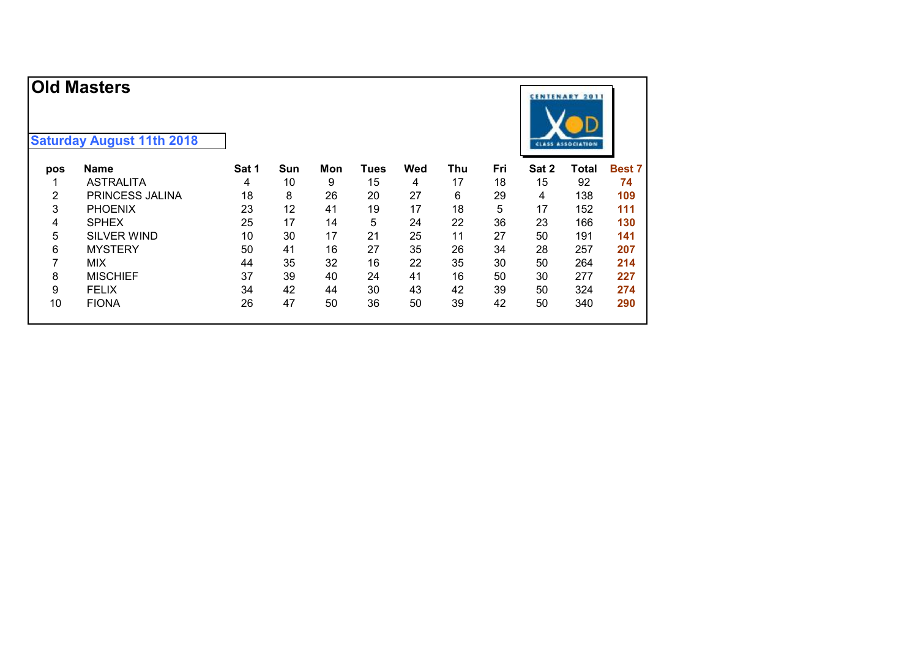# Old Masters

**Saturday August 11th 2018**

| pos | Name | Sat 1 | Sun | Mon | Tues | Wed | Thu | Fri | Sat 2 | Total | Best 7 |
|---|---|---|---|---|---|---|---|---|---|---|---|
| 1 | ASTRALITA | 4 | 10 | 9 | 15 | 4 | 17 | 18 | 15 | 92 | **74** |
| 2 | PRINCESS JALINA | 18 | 8 | 26 | 20 | 27 | 6 | 29 | 4 | 138 | **109** |
| 3 | PHOENIX | 23 | 12 | 41 | 19 | 17 | 18 | 5 | 17 | 152 | **111** |
| 4 | SPHEX | 25 | 17 | 14 | 5 | 24 | 22 | 36 | 23 | 166 | **130** |
| 5 | SILVER WIND | 10 | 30 | 17 | 21 | 25 | 11 | 27 | 50 | 191 | **141** |
| 6 | MYSTERY | 50 | 41 | 16 | 27 | 35 | 26 | 34 | 28 | 257 | **207** |
| 7 | MIX | 44 | 35 | 32 | 16 | 22 | 35 | 30 | 50 | 264 | **214** |
| 8 | MISCHIEF | 37 | 39 | 40 | 24 | 41 | 16 | 50 | 30 | 277 | **227** |
| 9 | FELIX | 34 | 42 | 44 | 30 | 43 | 42 | 39 | 50 | 324 | **274** |
| 10 | FIONA | 26 | 47 | 50 | 36 | 50 | 39 | 42 | 50 | 340 | **290** |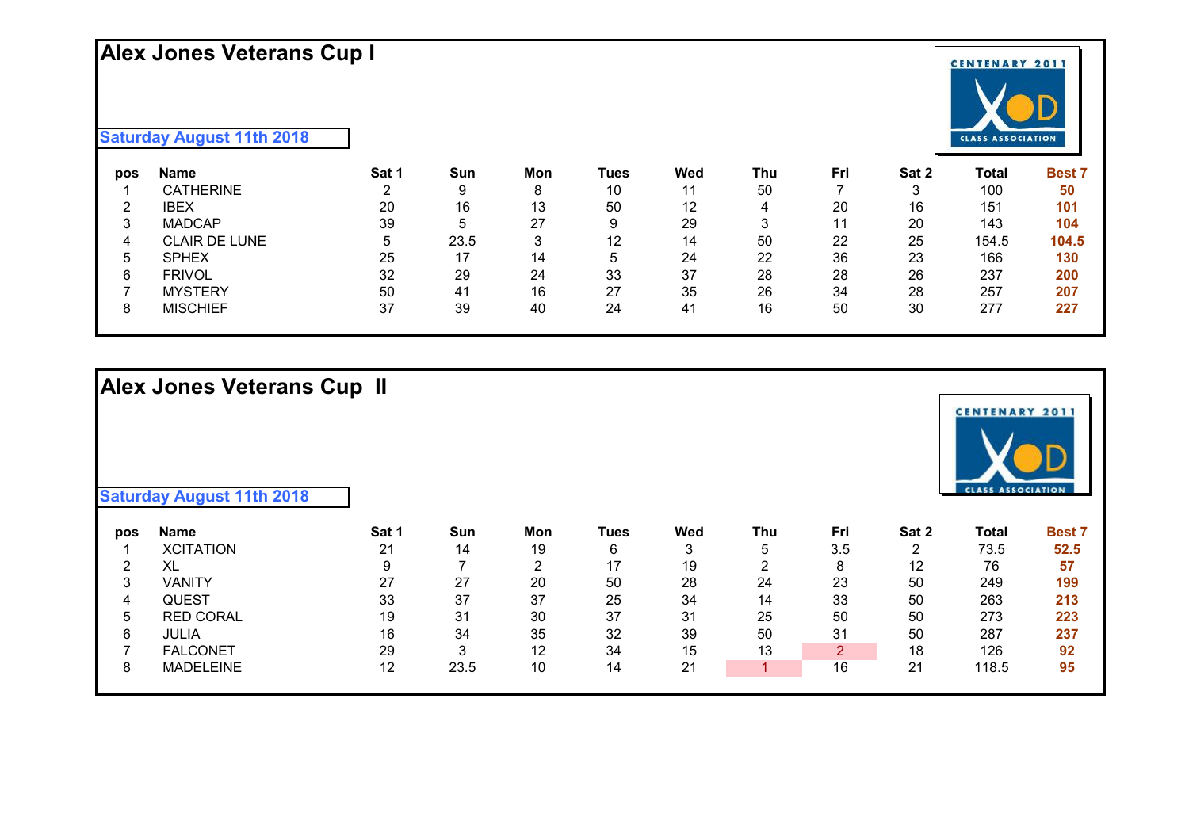## Alex Jones Veterans Cup I

**Saturday August 11th 2018**

| pos | Name | Sat 1 | Sun | Mon | Tues | Wed | Thu | Fri | Sat 2 | Total | Best 7 |
|---|---|---|---|---|---|---|---|---|---|---|---|
| 1 | CATHERINE | 2 | 9 | 8 | 10 | 11 | 50 | 7 | 3 | 100 | **50** |
| 2 | IBEX | 20 | 16 | 13 | 50 | 12 | 4 | 20 | 16 | 151 | **101** |
| 3 | MADCAP | 39 | 5 | 27 | 9 | 29 | 3 | 11 | 20 | 143 | **104** |
| 4 | CLAIR DE LUNE | 5 | 23.5 | 3 | 12 | 14 | 50 | 22 | 25 | 154.5 | **104.5** |
| 5 | SPHEX | 25 | 17 | 14 | 5 | 24 | 22 | 36 | 23 | 166 | **130** |
| 6 | FRIVOL | 32 | 29 | 24 | 33 | 37 | 28 | 28 | 26 | 237 | **200** |
| 7 | MYSTERY | 50 | 41 | 16 | 27 | 35 | 26 | 34 | 28 | 257 | **207** |
| 8 | MISCHIEF | 37 | 39 | 40 | 24 | 41 | 16 | 50 | 30 | 277 | **227** |

## Alex Jones Veterans Cup II

**Saturday August 11th 2018**

| pos | Name | Sat 1 | Sun | Mon | Tues | Wed | Thu | Fri | Sat 2 | Total | Best 7 |
|---|---|---|---|---|---|---|---|---|---|---|---|
| 1 | XCITATION | 21 | 14 | 19 | 6 | 3 | 5 | 3.5 | 2 | 73.5 | **52.5** |
| 2 | XL | 9 | 7 | 2 | 17 | 19 | 2 | 8 | 12 | 76 | **57** |
| 3 | VANITY | 27 | 27 | 20 | 50 | 28 | 24 | 23 | 50 | 249 | **199** |
| 4 | QUEST | 33 | 37 | 37 | 25 | 34 | 14 | 33 | 50 | 263 | **213** |
| 5 | RED CORAL | 19 | 31 | 30 | 37 | 31 | 25 | 50 | 50 | 273 | **223** |
| 6 | JULIA | 16 | 34 | 35 | 32 | 39 | 50 | 31 | 50 | 287 | **237** |
| 7 | FALCONET | 29 | 3 | 12 | 34 | 15 | 13 | 2 | 18 | 126 | **92** |
| 8 | MADELEINE | 12 | 23.5 | 10 | 14 | 21 | 1 | 16 | 21 | 118.5 | **95** |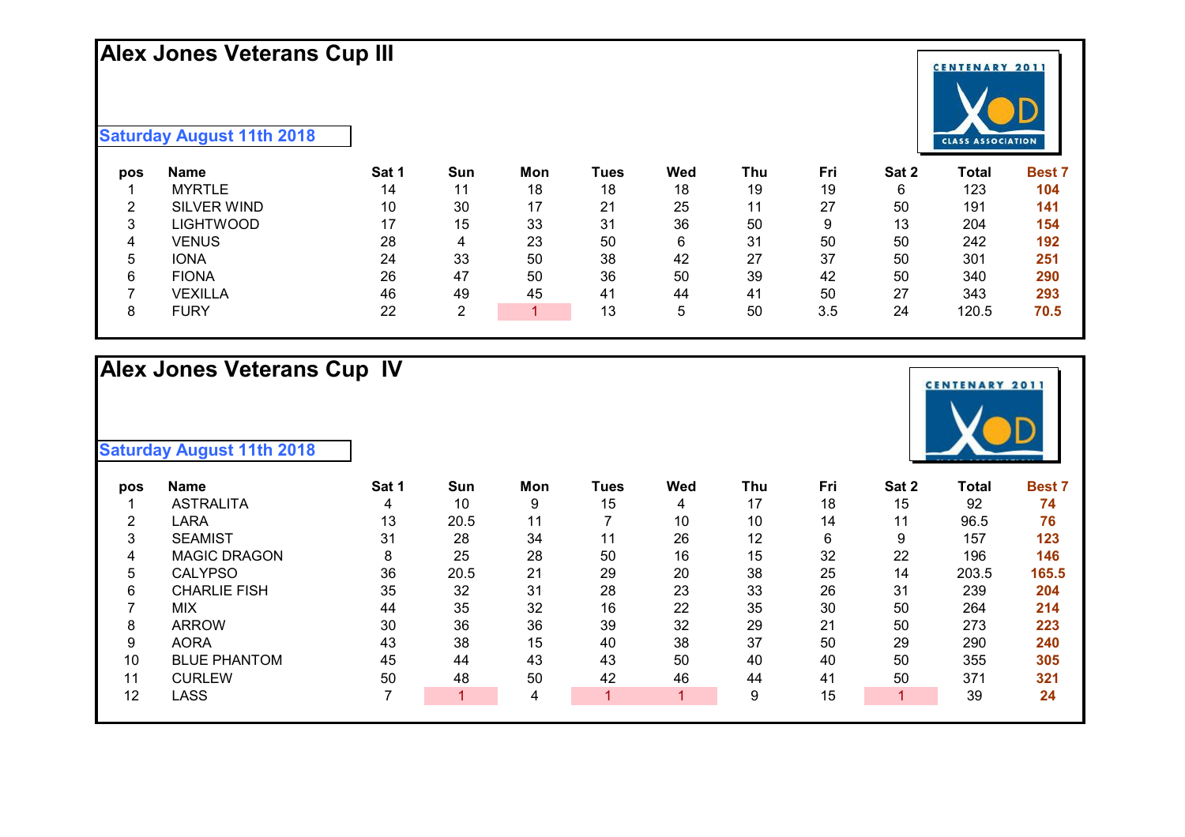# Alex Jones Veterans Cup III

**Saturday August 11th 2018**

| pos | Name | Sat 1 | Sun | Mon | Tues | Wed | Thu | Fri | Sat 2 | Total | Best 7 |
|---|---|---|---|---|---|---|---|---|---|---|---|
| 1 | MYRTLE | 14 | 11 | 18 | 18 | 18 | 19 | 19 | 6 | 123 | **104** |
| 2 | SILVER WIND | 10 | 30 | 17 | 21 | 25 | 11 | 27 | 50 | 191 | **141** |
| 3 | LIGHTWOOD | 17 | 15 | 33 | 31 | 36 | 50 | 9 | 13 | 204 | **154** |
| 4 | VENUS | 28 | 4 | 23 | 50 | 6 | 31 | 50 | 50 | 242 | **192** |
| 5 | IONA | 24 | 33 | 50 | 38 | 42 | 27 | 37 | 50 | 301 | **251** |
| 6 | FIONA | 26 | 47 | 50 | 36 | 50 | 39 | 42 | 50 | 340 | **290** |
| 7 | VEXILLA | 46 | 49 | 45 | 41 | 44 | 41 | 50 | 27 | 343 | **293** |
| 8 | FURY | 22 | 2 | 1 | 13 | 5 | 50 | 3.5 | 24 | 120.5 | **70.5** |

# Alex Jones Veterans Cup IV

**Saturday August 11th 2018**

| pos | Name | Sat 1 | Sun | Mon | Tues | Wed | Thu | Fri | Sat 2 | Total | Best 7 |
|---|---|---|---|---|---|---|---|---|---|---|---|
| 1 | ASTRALITA | 4 | 10 | 9 | 15 | 4 | 17 | 18 | 15 | 92 | **74** |
| 2 | LARA | 13 | 20.5 | 11 | 7 | 10 | 10 | 14 | 11 | 96.5 | **76** |
| 3 | SEAMIST | 31 | 28 | 34 | 11 | 26 | 12 | 6 | 9 | 157 | **123** |
| 4 | MAGIC DRAGON | 8 | 25 | 28 | 50 | 16 | 15 | 32 | 22 | 196 | **146** |
| 5 | CALYPSO | 36 | 20.5 | 21 | 29 | 20 | 38 | 25 | 14 | 203.5 | **165.5** |
| 6 | CHARLIE FISH | 35 | 32 | 31 | 28 | 23 | 33 | 26 | 31 | 239 | **204** |
| 7 | MIX | 44 | 35 | 32 | 16 | 22 | 35 | 30 | 50 | 264 | **214** |
| 8 | ARROW | 30 | 36 | 36 | 39 | 32 | 29 | 21 | 50 | 273 | **223** |
| 9 | AORA | 43 | 38 | 15 | 40 | 38 | 37 | 50 | 29 | 290 | **240** |
| 10 | BLUE PHANTOM | 45 | 44 | 43 | 43 | 50 | 40 | 40 | 50 | 355 | **305** |
| 11 | CURLEW | 50 | 48 | 50 | 42 | 46 | 44 | 41 | 50 | 371 | **321** |
| 12 | LASS | 7 | 1 | 4 | 1 | 1 | 9 | 15 | 1 | 39 | **24** |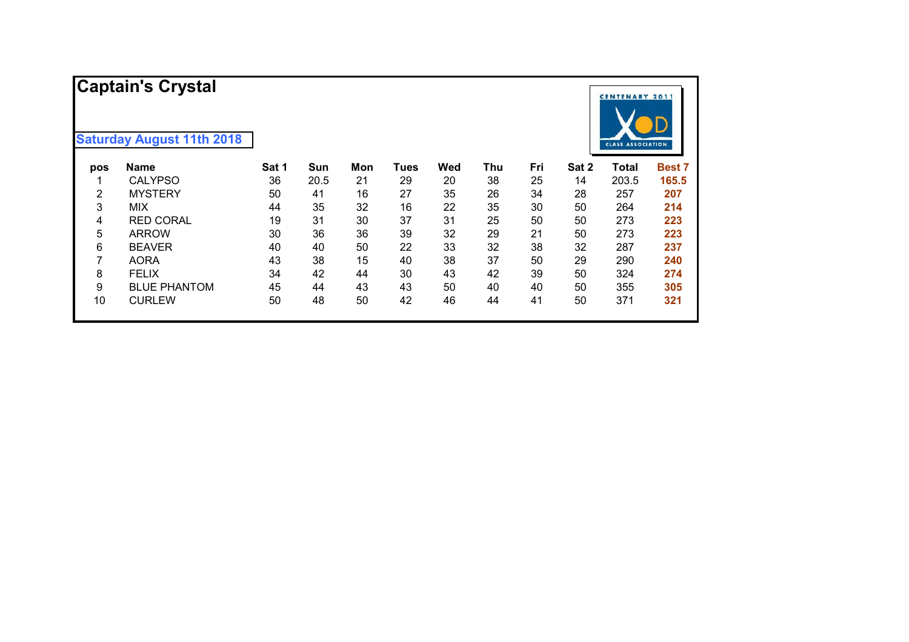# Captain's Crystal

**Saturday August 11th 2018**

| pos | Name | Sat 1 | Sun | Mon | Tues | Wed | Thu | Fri | Sat 2 | Total | Best 7 |
|---|---|---|---|---|---|---|---|---|---|---|---|
| 1 | CALYPSO | 36 | 20.5 | 21 | 29 | 20 | 38 | 25 | 14 | 203.5 | **165.5** |
| 2 | MYSTERY | 50 | 41 | 16 | 27 | 35 | 26 | 34 | 28 | 257 | **207** |
| 3 | MIX | 44 | 35 | 32 | 16 | 22 | 35 | 30 | 50 | 264 | **214** |
| 4 | RED CORAL | 19 | 31 | 30 | 37 | 31 | 25 | 50 | 50 | 273 | **223** |
| 5 | ARROW | 30 | 36 | 36 | 39 | 32 | 29 | 21 | 50 | 273 | **223** |
| 6 | BEAVER | 40 | 40 | 50 | 22 | 33 | 32 | 38 | 32 | 287 | **237** |
| 7 | AORA | 43 | 38 | 15 | 40 | 38 | 37 | 50 | 29 | 290 | **240** |
| 8 | FELIX | 34 | 42 | 44 | 30 | 43 | 42 | 39 | 50 | 324 | **274** |
| 9 | BLUE PHANTOM | 45 | 44 | 43 | 43 | 50 | 40 | 40 | 50 | 355 | **305** |
| 10 | CURLEW | 50 | 48 | 50 | 42 | 46 | 44 | 41 | 50 | 371 | **321** |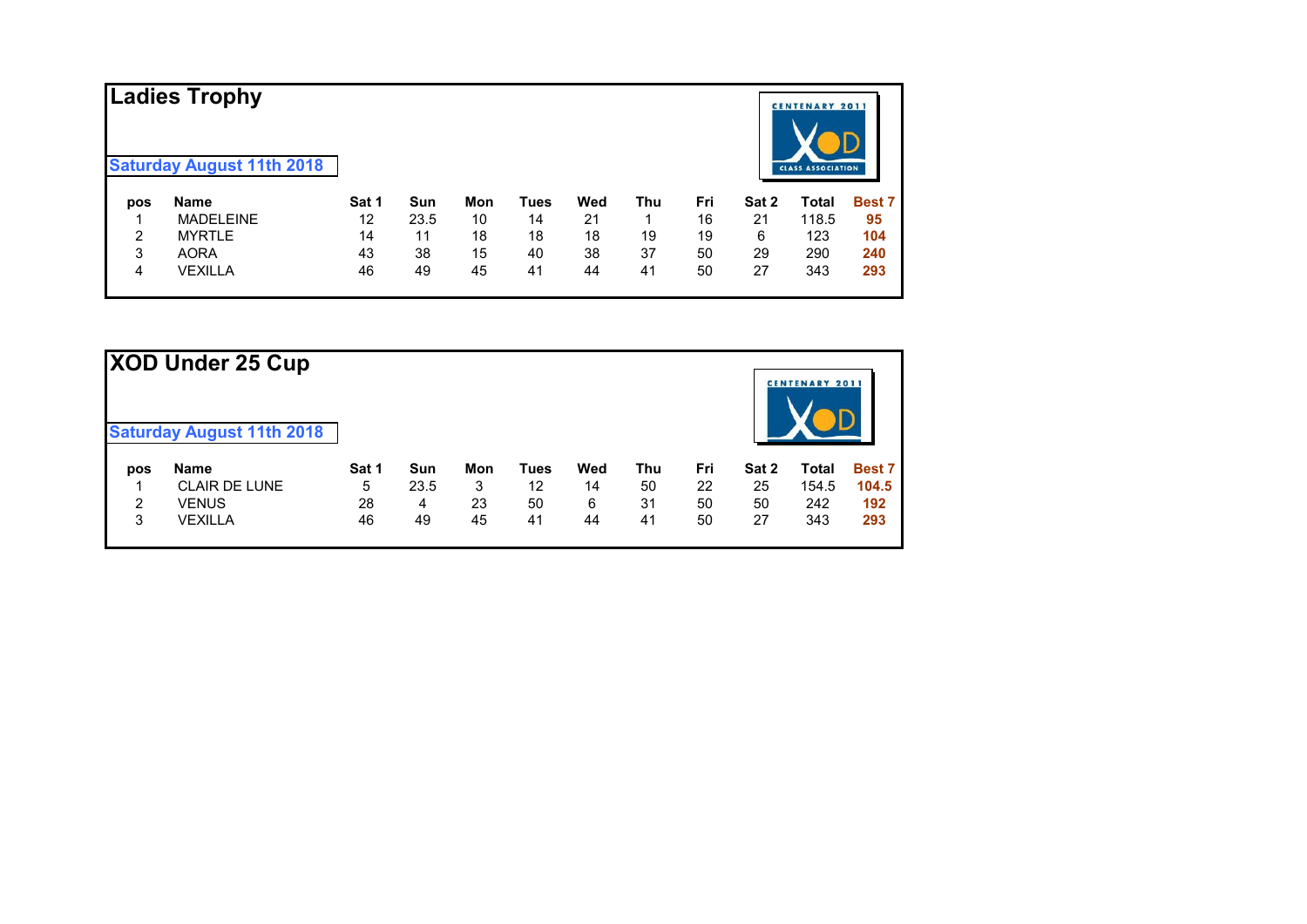## Ladies Trophy

**Saturday August 11th 2018**

| pos | Name | Sat 1 | Sun | Mon | Tues | Wed | Thu | Fri | Sat 2 | Total | Best 7 |
|---|---|---|---|---|---|---|---|---|---|---|---|
| 1 | MADELEINE | 12 | 23.5 | 10 | 14 | 21 | 1 | 16 | 21 | 118.5 | **95** |
| 2 | MYRTLE | 14 | 11 | 18 | 18 | 18 | 19 | 19 | 6 | 123 | **104** |
| 3 | AORA | 43 | 38 | 15 | 40 | 38 | 37 | 50 | 29 | 290 | **240** |
| 4 | VEXILLA | 46 | 49 | 45 | 41 | 44 | 41 | 50 | 27 | 343 | **293** |

## XOD Under 25 Cup

**Saturday August 11th 2018**

| pos | Name | Sat 1 | Sun | Mon | Tues | Wed | Thu | Fri | Sat 2 | Total | Best 7 |
|---|---|---|---|---|---|---|---|---|---|---|---|
| 1 | CLAIR DE LUNE | 5 | 23.5 | 3 | 12 | 14 | 50 | 22 | 25 | 154.5 | **104.5** |
| 2 | VENUS | 28 | 4 | 23 | 50 | 6 | 31 | 50 | 50 | 242 | **192** |
| 3 | VEXILLA | 46 | 49 | 45 | 41 | 44 | 41 | 50 | 27 | 343 | **293** |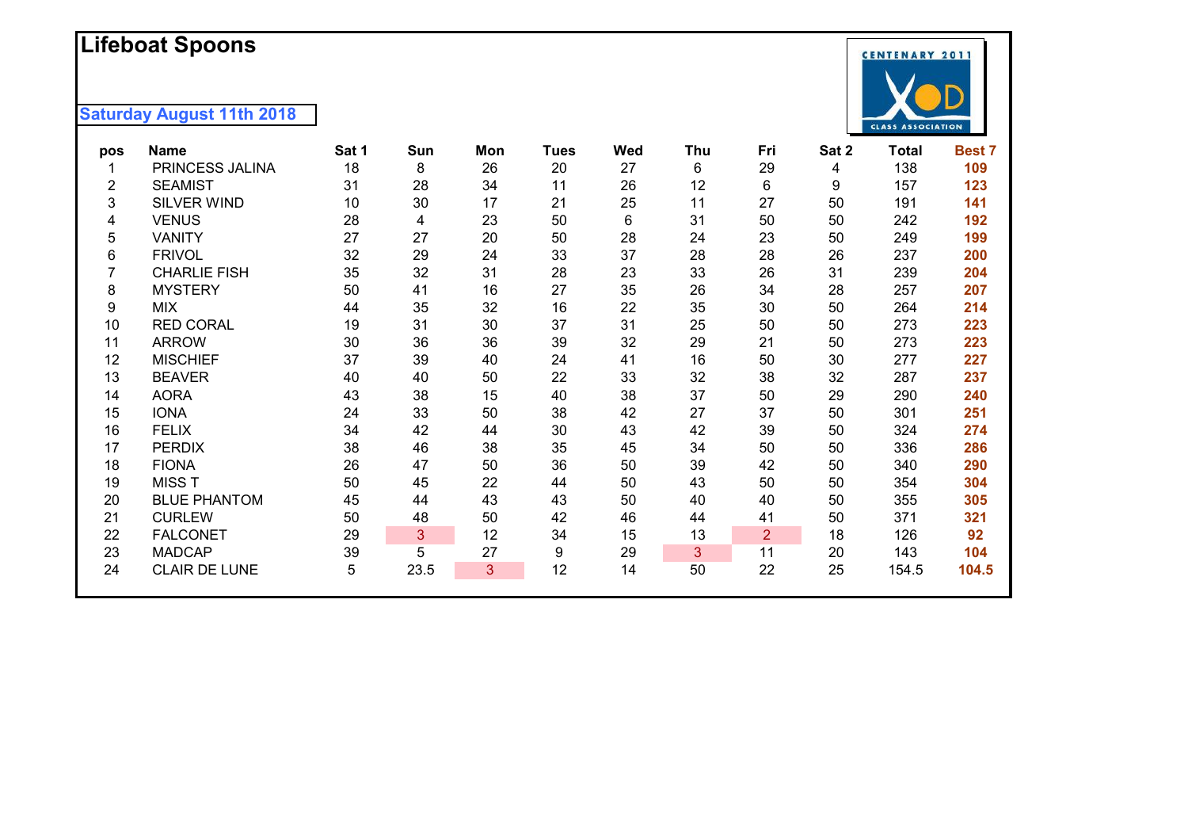# Lifeboat Spoons

**Saturday August 11th 2018**

| pos | Name | Sat 1 | Sun | Mon | Tues | Wed | Thu | Fri | Sat 2 | Total | Best 7 |
|---|---|---|---|---|---|---|---|---|---|---|---|
| 1 | PRINCESS JALINA | 18 | 8 | 26 | 20 | 27 | 6 | 29 | 4 | 138 | **109** |
| 2 | SEAMIST | 31 | 28 | 34 | 11 | 26 | 12 | 6 | 9 | 157 | **123** |
| 3 | SILVER WIND | 10 | 30 | 17 | 21 | 25 | 11 | 27 | 50 | 191 | **141** |
| 4 | VENUS | 28 | 4 | 23 | 50 | 6 | 31 | 50 | 50 | 242 | **192** |
| 5 | VANITY | 27 | 27 | 20 | 50 | 28 | 24 | 23 | 50 | 249 | **199** |
| 6 | FRIVOL | 32 | 29 | 24 | 33 | 37 | 28 | 28 | 26 | 237 | **200** |
| 7 | CHARLIE FISH | 35 | 32 | 31 | 28 | 23 | 33 | 26 | 31 | 239 | **204** |
| 8 | MYSTERY | 50 | 41 | 16 | 27 | 35 | 26 | 34 | 28 | 257 | **207** |
| 9 | MIX | 44 | 35 | 32 | 16 | 22 | 35 | 30 | 50 | 264 | **214** |
| 10 | RED CORAL | 19 | 31 | 30 | 37 | 31 | 25 | 50 | 50 | 273 | **223** |
| 11 | ARROW | 30 | 36 | 36 | 39 | 32 | 29 | 21 | 50 | 273 | **223** |
| 12 | MISCHIEF | 37 | 39 | 40 | 24 | 41 | 16 | 50 | 30 | 277 | **227** |
| 13 | BEAVER | 40 | 40 | 50 | 22 | 33 | 32 | 38 | 32 | 287 | **237** |
| 14 | AORA | 43 | 38 | 15 | 40 | 38 | 37 | 50 | 29 | 290 | **240** |
| 15 | IONA | 24 | 33 | 50 | 38 | 42 | 27 | 37 | 50 | 301 | **251** |
| 16 | FELIX | 34 | 42 | 44 | 30 | 43 | 42 | 39 | 50 | 324 | **274** |
| 17 | PERDIX | 38 | 46 | 38 | 35 | 45 | 34 | 50 | 50 | 336 | **286** |
| 18 | FIONA | 26 | 47 | 50 | 36 | 50 | 39 | 42 | 50 | 340 | **290** |
| 19 | MISS T | 50 | 45 | 22 | 44 | 50 | 43 | 50 | 50 | 354 | **304** |
| 20 | BLUE PHANTOM | 45 | 44 | 43 | 43 | 50 | 40 | 40 | 50 | 355 | **305** |
| 21 | CURLEW | 50 | 48 | 50 | 42 | 46 | 44 | 41 | 50 | 371 | **321** |
| 22 | FALCONET | 29 | 3 | 12 | 34 | 15 | 13 | 2 | 18 | 126 | **92** |
| 23 | MADCAP | 39 | 5 | 27 | 9 | 29 | 3 | 11 | 20 | 143 | **104** |
| 24 | CLAIR DE LUNE | 5 | 23.5 | 3 | 12 | 14 | 50 | 22 | 25 | 154.5 | **104.5** |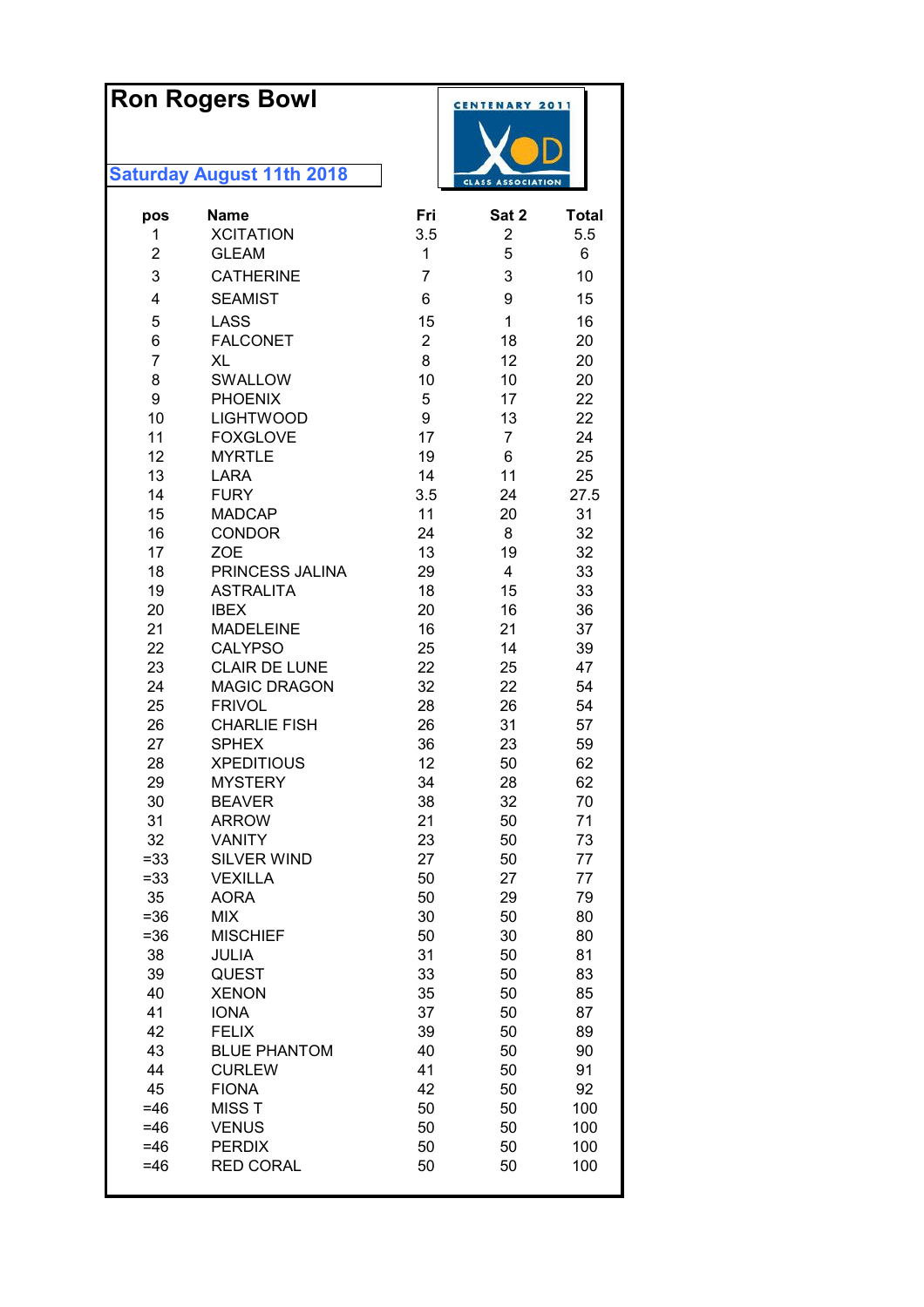# Ron Rogers Bowl

CENTENARY 2011

CLASS ASSOCIATION

**Saturday August 11th 2018**

| pos | Name | Fri | Sat 2 | Total |
|---|---|---|---|---|
| 1 | XCITATION | 3.5 | 2 | 5.5 |
| 2 | GLEAM | 1 | 5 | 6 |
| 3 | CATHERINE | 7 | 3 | 10 |
| 4 | SEAMIST | 6 | 9 | 15 |
| 5 | LASS | 15 | 1 | 16 |
| 6 | FALCONET | 2 | 18 | 20 |
| 7 | XL | 8 | 12 | 20 |
| 8 | SWALLOW | 10 | 10 | 20 |
| 9 | PHOENIX | 5 | 17 | 22 |
| 10 | LIGHTWOOD | 9 | 13 | 22 |
| 11 | FOXGLOVE | 17 | 7 | 24 |
| 12 | MYRTLE | 19 | 6 | 25 |
| 13 | LARA | 14 | 11 | 25 |
| 14 | FURY | 3.5 | 24 | 27.5 |
| 15 | MADCAP | 11 | 20 | 31 |
| 16 | CONDOR | 24 | 8 | 32 |
| 17 | ZOE | 13 | 19 | 32 |
| 18 | PRINCESS JALINA | 29 | 4 | 33 |
| 19 | ASTRALITA | 18 | 15 | 33 |
| 20 | IBEX | 20 | 16 | 36 |
| 21 | MADELEINE | 16 | 21 | 37 |
| 22 | CALYPSO | 25 | 14 | 39 |
| 23 | CLAIR DE LUNE | 22 | 25 | 47 |
| 24 | MAGIC DRAGON | 32 | 22 | 54 |
| 25 | FRIVOL | 28 | 26 | 54 |
| 26 | CHARLIE FISH | 26 | 31 | 57 |
| 27 | SPHEX | 36 | 23 | 59 |
| 28 | XPEDITIOUS | 12 | 50 | 62 |
| 29 | MYSTERY | 34 | 28 | 62 |
| 30 | BEAVER | 38 | 32 | 70 |
| 31 | ARROW | 21 | 50 | 71 |
| 32 | VANITY | 23 | 50 | 73 |
| =33 | SILVER WIND | 27 | 50 | 77 |
| =33 | VEXILLA | 50 | 27 | 77 |
| 35 | AORA | 50 | 29 | 79 |
| =36 | MIX | 30 | 50 | 80 |
| =36 | MISCHIEF | 50 | 30 | 80 |
| 38 | JULIA | 31 | 50 | 81 |
| 39 | QUEST | 33 | 50 | 83 |
| 40 | XENON | 35 | 50 | 85 |
| 41 | IONA | 37 | 50 | 87 |
| 42 | FELIX | 39 | 50 | 89 |
| 43 | BLUE PHANTOM | 40 | 50 | 90 |
| 44 | CURLEW | 41 | 50 | 91 |
| 45 | FIONA | 42 | 50 | 92 |
| =46 | MISS T | 50 | 50 | 100 |
| =46 | VENUS | 50 | 50 | 100 |
| =46 | PERDIX | 50 | 50 | 100 |
| =46 | RED CORAL | 50 | 50 | 100 |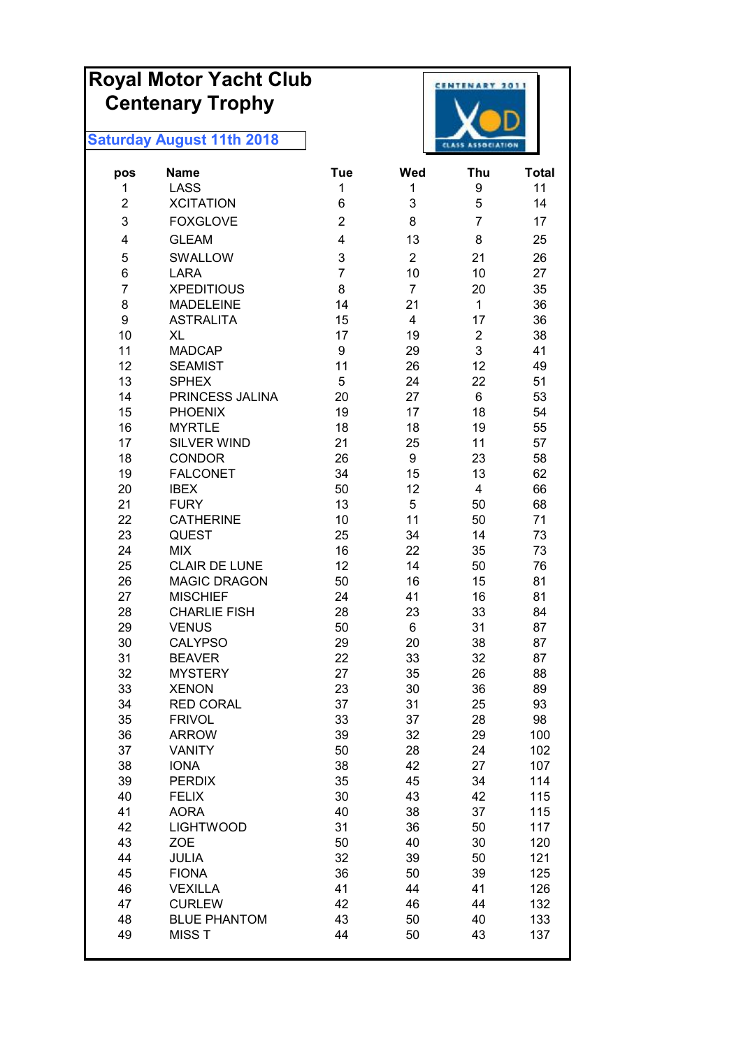# Royal Motor Yacht Club
## Centenary Trophy

Saturday August 11th 2018

CENTENARY 2011 XOD CLASS ASSOCIATION

| pos | Name | Tue | Wed | Thu | Total |
|---|---|---|---|---|---|
| 1 | LASS | 1 | 1 | 9 | 11 |
| 2 | XCITATION | 6 | 3 | 5 | 14 |
| 3 | FOXGLOVE | 2 | 8 | 7 | 17 |
| 4 | GLEAM | 4 | 13 | 8 | 25 |
| 5 | SWALLOW | 3 | 2 | 21 | 26 |
| 6 | LARA | 7 | 10 | 10 | 27 |
| 7 | XPEDITIOUS | 8 | 7 | 20 | 35 |
| 8 | MADELEINE | 14 | 21 | 1 | 36 |
| 9 | ASTRALITA | 15 | 4 | 17 | 36 |
| 10 | XL | 17 | 19 | 2 | 38 |
| 11 | MADCAP | 9 | 29 | 3 | 41 |
| 12 | SEAMIST | 11 | 26 | 12 | 49 |
| 13 | SPHEX | 5 | 24 | 22 | 51 |
| 14 | PRINCESS JALINA | 20 | 27 | 6 | 53 |
| 15 | PHOENIX | 19 | 17 | 18 | 54 |
| 16 | MYRTLE | 18 | 18 | 19 | 55 |
| 17 | SILVER WIND | 21 | 25 | 11 | 57 |
| 18 | CONDOR | 26 | 9 | 23 | 58 |
| 19 | FALCONET | 34 | 15 | 13 | 62 |
| 20 | IBEX | 50 | 12 | 4 | 66 |
| 21 | FURY | 13 | 5 | 50 | 68 |
| 22 | CATHERINE | 10 | 11 | 50 | 71 |
| 23 | QUEST | 25 | 34 | 14 | 73 |
| 24 | MIX | 16 | 22 | 35 | 73 |
| 25 | CLAIR DE LUNE | 12 | 14 | 50 | 76 |
| 26 | MAGIC DRAGON | 50 | 16 | 15 | 81 |
| 27 | MISCHIEF | 24 | 41 | 16 | 81 |
| 28 | CHARLIE FISH | 28 | 23 | 33 | 84 |
| 29 | VENUS | 50 | 6 | 31 | 87 |
| 30 | CALYPSO | 29 | 20 | 38 | 87 |
| 31 | BEAVER | 22 | 33 | 32 | 87 |
| 32 | MYSTERY | 27 | 35 | 26 | 88 |
| 33 | XENON | 23 | 30 | 36 | 89 |
| 34 | RED CORAL | 37 | 31 | 25 | 93 |
| 35 | FRIVOL | 33 | 37 | 28 | 98 |
| 36 | ARROW | 39 | 32 | 29 | 100 |
| 37 | VANITY | 50 | 28 | 24 | 102 |
| 38 | IONA | 38 | 42 | 27 | 107 |
| 39 | PERDIX | 35 | 45 | 34 | 114 |
| 40 | FELIX | 30 | 43 | 42 | 115 |
| 41 | AORA | 40 | 38 | 37 | 115 |
| 42 | LIGHTWOOD | 31 | 36 | 50 | 117 |
| 43 | ZOE | 50 | 40 | 30 | 120 |
| 44 | JULIA | 32 | 39 | 50 | 121 |
| 45 | FIONA | 36 | 50 | 39 | 125 |
| 46 | VEXILLA | 41 | 44 | 41 | 126 |
| 47 | CURLEW | 42 | 46 | 44 | 132 |
| 48 | BLUE PHANTOM | 43 | 50 | 40 | 133 |
| 49 | MISS T | 44 | 50 | 43 | 137 |